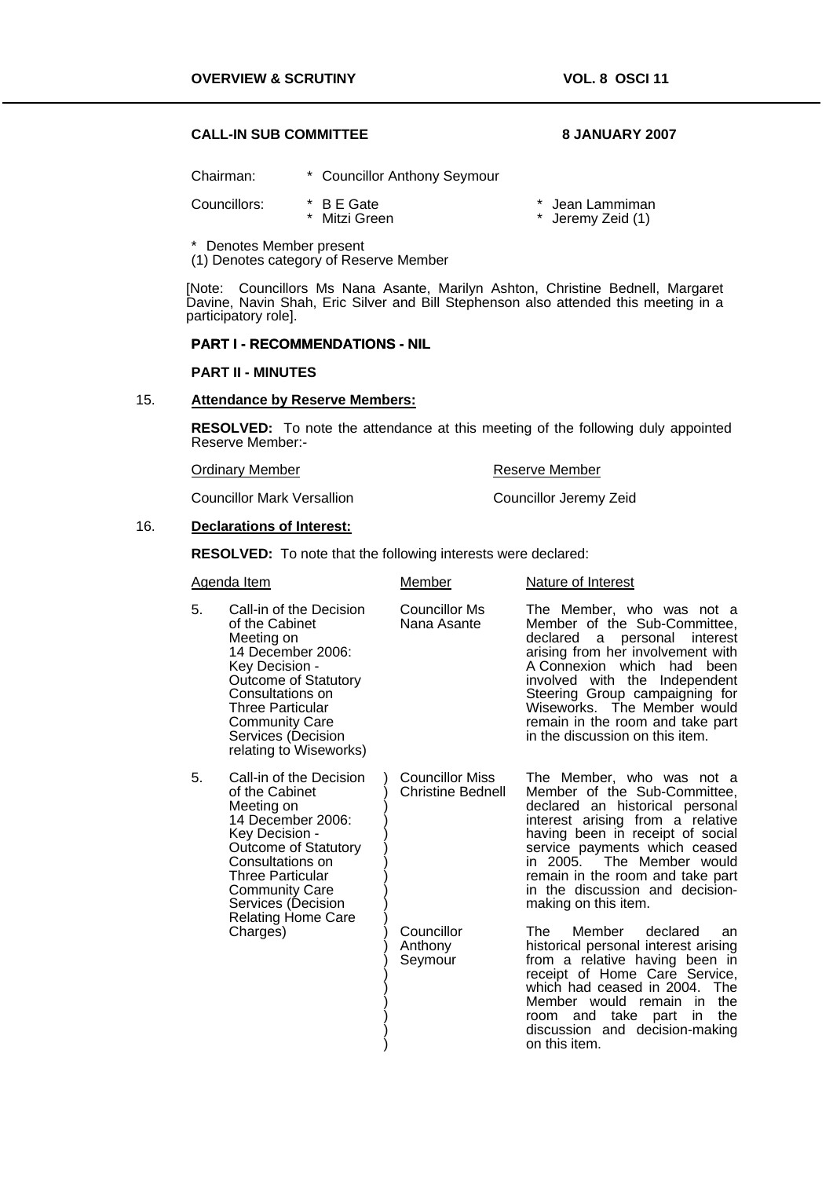## CALL-IN SUB COMMITTEE — 8 JANUARY 2007

Chairman: * Councillor Anthony Seymour

Councillors: * B E Gate, * Mitzi Green, * Jean Lammiman, * Jeremy Zeid (1)

\* Denotes Member present
(1) Denotes category of Reserve Member

[Note: Councillors Ms Nana Asante, Marilyn Ashton, Christine Bednell, Margaret Davine, Navin Shah, Eric Silver and Bill Stephenson also attended this meeting in a participatory role].

### PART I - RECOMMENDATIONS - NIL

### PART II - MINUTES

**15. Attendance by Reserve Members:**

**RESOLVED:** To note the attendance at this meeting of the following duly appointed Reserve Member:-

| Ordinary Member | Reserve Member |
|---|---|
| Councillor Mark Versallion | Councillor Jeremy Zeid |

**16. Declarations of Interest:**

**RESOLVED:** To note that the following interests were declared:

| Agenda Item | Member | Nature of Interest |
|---|---|---|
| 5. Call-in of the Decision of the Cabinet Meeting on 14 December 2006: Key Decision - Outcome of Statutory Consultations on Three Particular Community Care Services (Decision relating to Wiseworks) | Councillor Ms Nana Asante | The Member, who was not a Member of the Sub-Committee, declared a personal interest arising from her involvement with A Connexion which had been involved with the Independent Steering Group campaigning for Wiseworks. The Member would remain in the room and take part in the discussion on this item. |
| 5. Call-in of the Decision of the Cabinet Meeting on 14 December 2006: Key Decision - Outcome of Statutory Consultations on Three Particular Community Care Services (Decision Relating Home Care Charges) | Councillor Miss Christine Bednell | The Member, who was not a Member of the Sub-Committee, declared an historical personal interest arising from a relative having been in receipt of social service payments which ceased in 2005. The Member would remain in the room and take part in the discussion and decision-making on this item. |
| | Councillor Anthony Seymour | The Member declared an historical personal interest arising from a relative having been in receipt of Home Care Service, which had ceased in 2004. The Member would remain in the room and take part in the discussion and decision-making on this item. |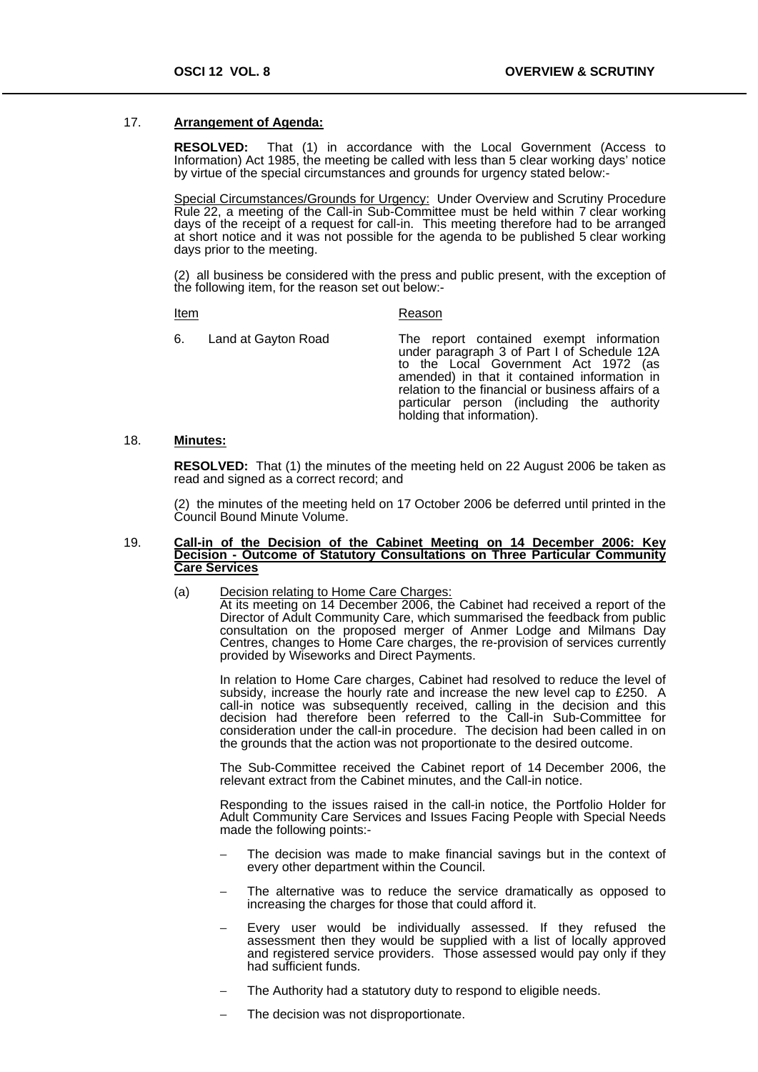17. **Arrangement of Agenda:**

**RESOLVED:** That (1) in accordance with the Local Government (Access to Information) Act 1985, the meeting be called with less than 5 clear working days' notice by virtue of the special circumstances and grounds for urgency stated below:-

Special Circumstances/Grounds for Urgency: Under Overview and Scrutiny Procedure Rule 22, a meeting of the Call-in Sub-Committee must be held within 7 clear working days of the receipt of a request for call-in. This meeting therefore had to be arranged at short notice and it was not possible for the agenda to be published 5 clear working days prior to the meeting.

(2) all business be considered with the press and public present, with the exception of the following item, for the reason set out below:-

| Item | Reason |
|---|---|
| 6. Land at Gayton Road | The report contained exempt information under paragraph 3 of Part I of Schedule 12A to the Local Government Act 1972 (as amended) in that it contained information in relation to the financial or business affairs of a particular person (including the authority holding that information). |

18. **Minutes:**

**RESOLVED:** That (1) the minutes of the meeting held on 22 August 2006 be taken as read and signed as a correct record; and

(2) the minutes of the meeting held on 17 October 2006 be deferred until printed in the Council Bound Minute Volume.

19. **Call-in of the Decision of the Cabinet Meeting on 14 December 2006: Key Decision - Outcome of Statutory Consultations on Three Particular Community Care Services**

(a) Decision relating to Home Care Charges:
At its meeting on 14 December 2006, the Cabinet had received a report of the Director of Adult Community Care, which summarised the feedback from public consultation on the proposed merger of Anmer Lodge and Milmans Day Centres, changes to Home Care charges, the re-provision of services currently provided by Wiseworks and Direct Payments.

In relation to Home Care charges, Cabinet had resolved to reduce the level of subsidy, increase the hourly rate and increase the new level cap to £250. A call-in notice was subsequently received, calling in the decision and this decision had therefore been referred to the Call-in Sub-Committee for consideration under the call-in procedure. The decision had been called in on the grounds that the action was not proportionate to the desired outcome.

The Sub-Committee received the Cabinet report of 14 December 2006, the relevant extract from the Cabinet minutes, and the Call-in notice.

Responding to the issues raised in the call-in notice, the Portfolio Holder for Adult Community Care Services and Issues Facing People with Special Needs made the following points:-

- The decision was made to make financial savings but in the context of every other department within the Council.
- The alternative was to reduce the service dramatically as opposed to increasing the charges for those that could afford it.
- Every user would be individually assessed. If they refused the assessment then they would be supplied with a list of locally approved and registered service providers. Those assessed would pay only if they had sufficient funds.
- The Authority had a statutory duty to respond to eligible needs.
- The decision was not disproportionate.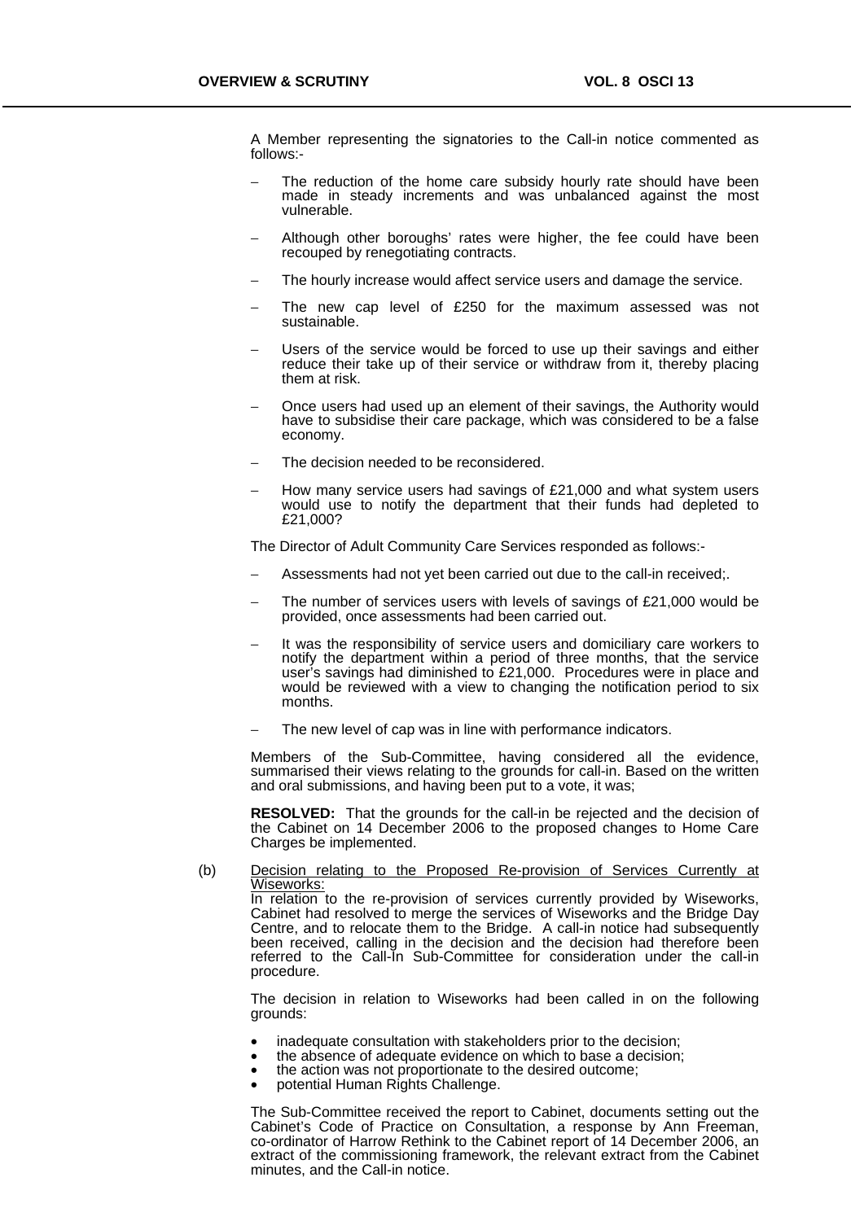A Member representing the signatories to the Call-in notice commented as follows:-

- The reduction of the home care subsidy hourly rate should have been made in steady increments and was unbalanced against the most vulnerable.
- Although other boroughs' rates were higher, the fee could have been recouped by renegotiating contracts.
- The hourly increase would affect service users and damage the service.
- The new cap level of £250 for the maximum assessed was not sustainable.
- Users of the service would be forced to use up their savings and either reduce their take up of their service or withdraw from it, thereby placing them at risk.
- Once users had used up an element of their savings, the Authority would have to subsidise their care package, which was considered to be a false economy.
- The decision needed to be reconsidered.
- How many service users had savings of £21,000 and what system users would use to notify the department that their funds had depleted to £21,000?

The Director of Adult Community Care Services responded as follows:-

- Assessments had not yet been carried out due to the call-in received;.
- The number of services users with levels of savings of £21,000 would be provided, once assessments had been carried out.
- It was the responsibility of service users and domiciliary care workers to notify the department within a period of three months, that the service user's savings had diminished to £21,000. Procedures were in place and would be reviewed with a view to changing the notification period to six months.
- The new level of cap was in line with performance indicators.

Members of the Sub-Committee, having considered all the evidence, summarised their views relating to the grounds for call-in. Based on the written and oral submissions, and having been put to a vote, it was;

**RESOLVED:** That the grounds for the call-in be rejected and the decision of the Cabinet on 14 December 2006 to the proposed changes to Home Care Charges be implemented.

(b) Decision relating to the Proposed Re-provision of Services Currently at Wiseworks:

In relation to the re-provision of services currently provided by Wiseworks, Cabinet had resolved to merge the services of Wiseworks and the Bridge Day Centre, and to relocate them to the Bridge. A call-in notice had subsequently been received, calling in the decision and the decision had therefore been referred to the Call-In Sub-Committee for consideration under the call-in procedure.

The decision in relation to Wiseworks had been called in on the following grounds:

- inadequate consultation with stakeholders prior to the decision;
- the absence of adequate evidence on which to base a decision;
- the action was not proportionate to the desired outcome;
- potential Human Rights Challenge.

The Sub-Committee received the report to Cabinet, documents setting out the Cabinet's Code of Practice on Consultation, a response by Ann Freeman, co-ordinator of Harrow Rethink to the Cabinet report of 14 December 2006, an extract of the commissioning framework, the relevant extract from the Cabinet minutes, and the Call-in notice.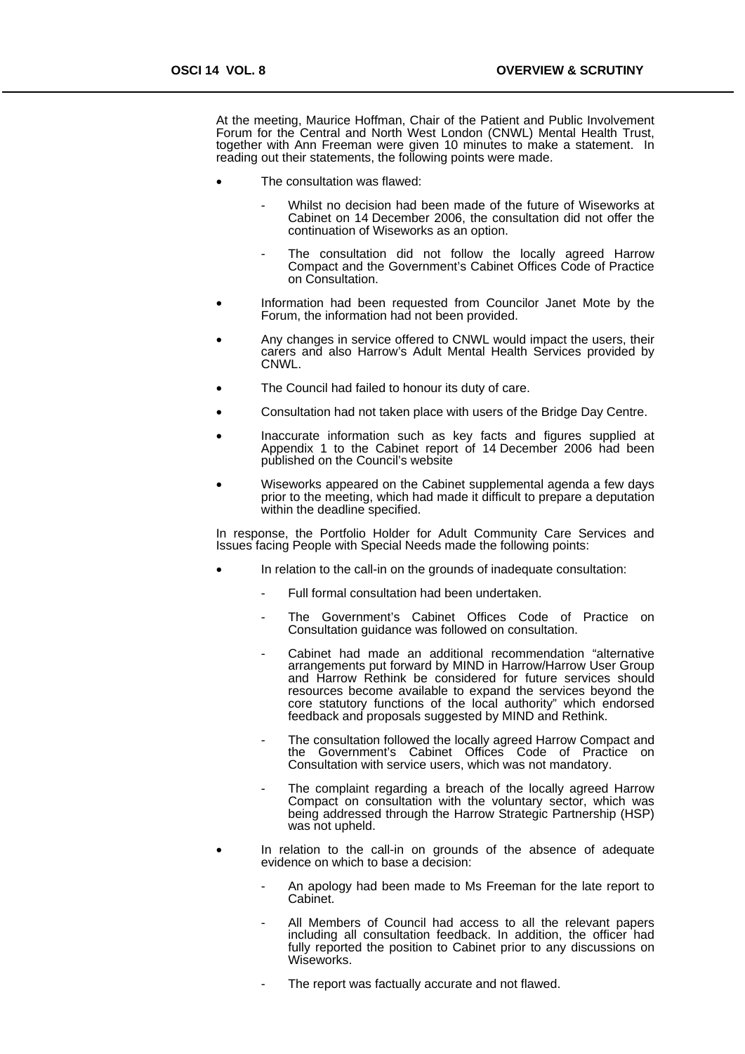At the meeting, Maurice Hoffman, Chair of the Patient and Public Involvement Forum for the Central and North West London (CNWL) Mental Health Trust, together with Ann Freeman were given 10 minutes to make a statement. In reading out their statements, the following points were made.

- The consultation was flawed:
  - Whilst no decision had been made of the future of Wiseworks at Cabinet on 14 December 2006, the consultation did not offer the continuation of Wiseworks as an option.
  - The consultation did not follow the locally agreed Harrow Compact and the Government's Cabinet Offices Code of Practice on Consultation.
- Information had been requested from Councilor Janet Mote by the Forum, the information had not been provided.
- Any changes in service offered to CNWL would impact the users, their carers and also Harrow's Adult Mental Health Services provided by CNWL.
- The Council had failed to honour its duty of care.
- Consultation had not taken place with users of the Bridge Day Centre.
- Inaccurate information such as key facts and figures supplied at Appendix 1 to the Cabinet report of 14 December 2006 had been published on the Council's website
- Wiseworks appeared on the Cabinet supplemental agenda a few days prior to the meeting, which had made it difficult to prepare a deputation within the deadline specified.

In response, the Portfolio Holder for Adult Community Care Services and Issues facing People with Special Needs made the following points:

- In relation to the call-in on the grounds of inadequate consultation:
  - Full formal consultation had been undertaken.
  - The Government's Cabinet Offices Code of Practice on Consultation guidance was followed on consultation.
  - Cabinet had made an additional recommendation "alternative arrangements put forward by MIND in Harrow/Harrow User Group and Harrow Rethink be considered for future services should resources become available to expand the services beyond the core statutory functions of the local authority" which endorsed feedback and proposals suggested by MIND and Rethink.
  - The consultation followed the locally agreed Harrow Compact and the Government's Cabinet Offices Code of Practice on Consultation with service users, which was not mandatory.
  - The complaint regarding a breach of the locally agreed Harrow Compact on consultation with the voluntary sector, which was being addressed through the Harrow Strategic Partnership (HSP) was not upheld.
- In relation to the call-in on grounds of the absence of adequate evidence on which to base a decision:
  - An apology had been made to Ms Freeman for the late report to Cabinet.
  - All Members of Council had access to all the relevant papers including all consultation feedback. In addition, the officer had fully reported the position to Cabinet prior to any discussions on Wiseworks.
  - The report was factually accurate and not flawed.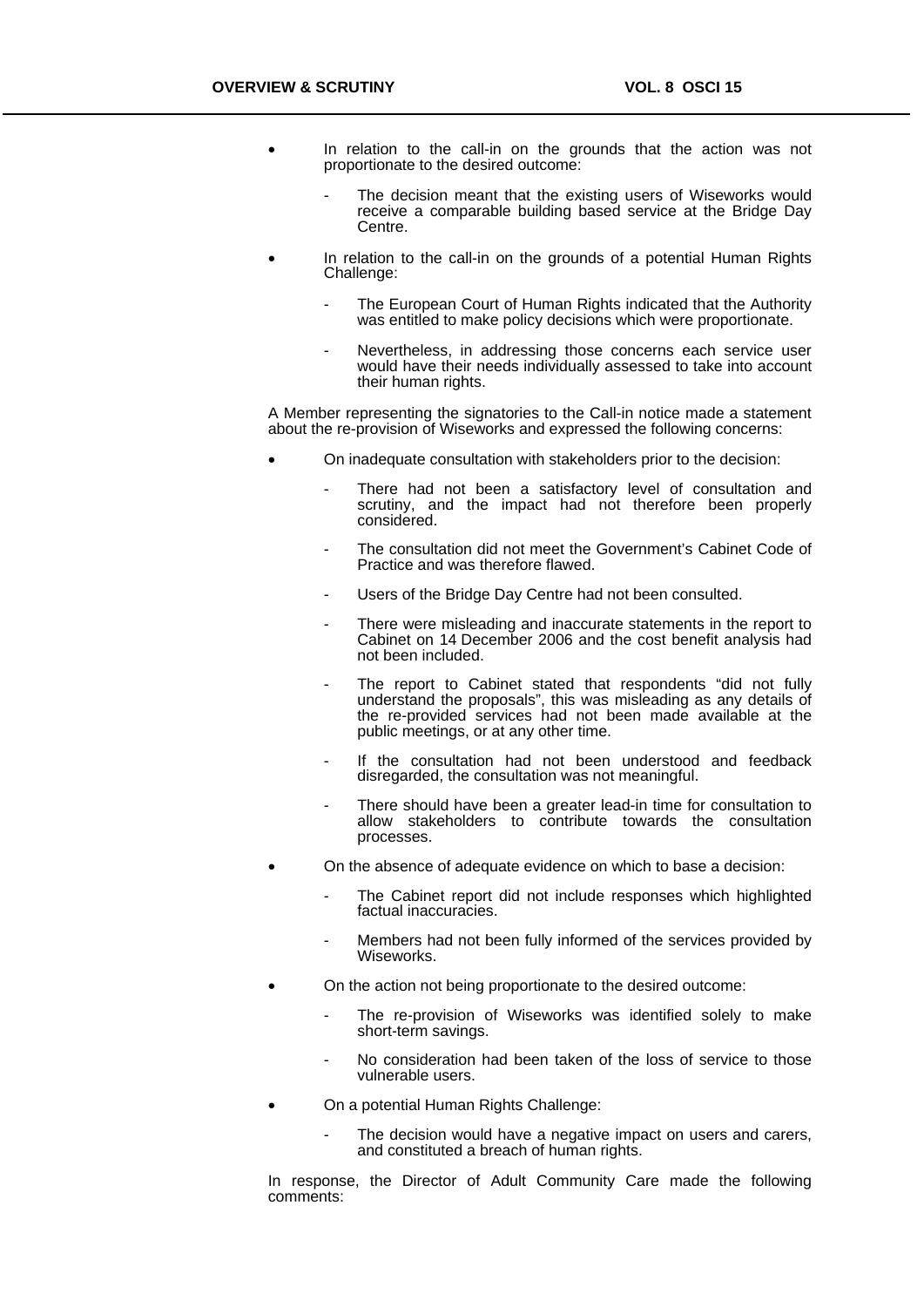- In relation to the call-in on the grounds that the action was not proportionate to the desired outcome:
  - The decision meant that the existing users of Wiseworks would receive a comparable building based service at the Bridge Day Centre.
- In relation to the call-in on the grounds of a potential Human Rights Challenge:
  - The European Court of Human Rights indicated that the Authority was entitled to make policy decisions which were proportionate.
  - Nevertheless, in addressing those concerns each service user would have their needs individually assessed to take into account their human rights.

A Member representing the signatories to the Call-in notice made a statement about the re-provision of Wiseworks and expressed the following concerns:

- On inadequate consultation with stakeholders prior to the decision:
  - There had not been a satisfactory level of consultation and scrutiny, and the impact had not therefore been properly considered.
  - The consultation did not meet the Government's Cabinet Code of Practice and was therefore flawed.
  - Users of the Bridge Day Centre had not been consulted.
  - There were misleading and inaccurate statements in the report to Cabinet on 14 December 2006 and the cost benefit analysis had not been included.
  - The report to Cabinet stated that respondents "did not fully understand the proposals", this was misleading as any details of the re-provided services had not been made available at the public meetings, or at any other time.
  - If the consultation had not been understood and feedback disregarded, the consultation was not meaningful.
  - There should have been a greater lead-in time for consultation to allow stakeholders to contribute towards the consultation processes.
- On the absence of adequate evidence on which to base a decision:
  - The Cabinet report did not include responses which highlighted factual inaccuracies.
  - Members had not been fully informed of the services provided by Wiseworks.
- On the action not being proportionate to the desired outcome:
  - The re-provision of Wiseworks was identified solely to make short-term savings.
  - No consideration had been taken of the loss of service to those vulnerable users.
- On a potential Human Rights Challenge:
  - The decision would have a negative impact on users and carers, and constituted a breach of human rights.

In response, the Director of Adult Community Care made the following comments: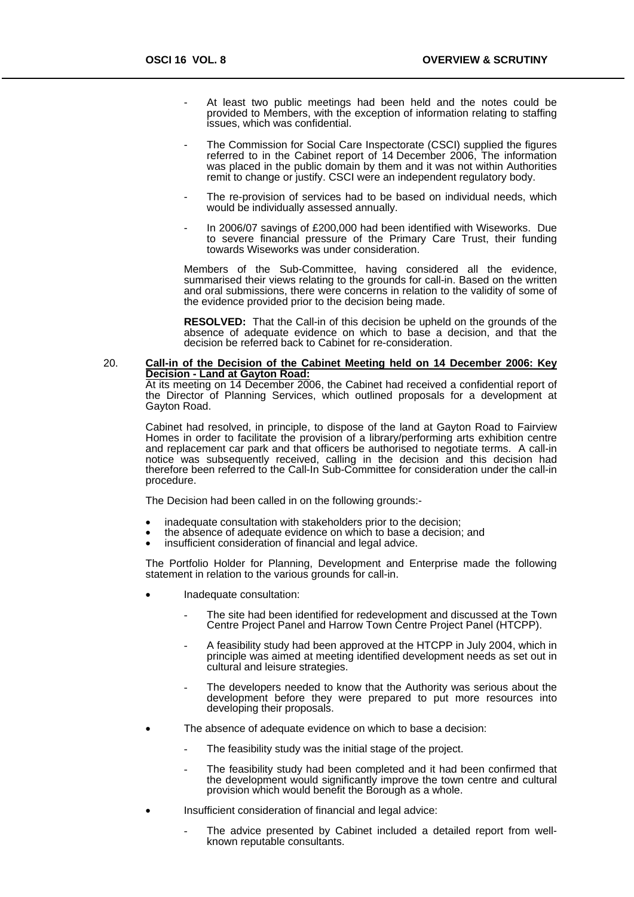- At least two public meetings had been held and the notes could be provided to Members, with the exception of information relating to staffing issues, which was confidential.

- The Commission for Social Care Inspectorate (CSCI) supplied the figures referred to in the Cabinet report of 14 December 2006, The information was placed in the public domain by them and it was not within Authorities remit to change or justify. CSCI were an independent regulatory body.

- The re-provision of services had to be based on individual needs, which would be individually assessed annually.

- In 2006/07 savings of £200,000 had been identified with Wiseworks. Due to severe financial pressure of the Primary Care Trust, their funding towards Wiseworks was under consideration.

Members of the Sub-Committee, having considered all the evidence, summarised their views relating to the grounds for call-in. Based on the written and oral submissions, there were concerns in relation to the validity of some of the evidence provided prior to the decision being made.

**RESOLVED:** That the Call-in of this decision be upheld on the grounds of the absence of adequate evidence on which to base a decision, and that the decision be referred back to Cabinet for re-consideration.

20. **Call-in of the Decision of the Cabinet Meeting held on 14 December 2006: Key Decision - Land at Gayton Road:**

At its meeting on 14 December 2006, the Cabinet had received a confidential report of the Director of Planning Services, which outlined proposals for a development at Gayton Road.

Cabinet had resolved, in principle, to dispose of the land at Gayton Road to Fairview Homes in order to facilitate the provision of a library/performing arts exhibition centre and replacement car park and that officers be authorised to negotiate terms. A call-in notice was subsequently received, calling in the decision and this decision had therefore been referred to the Call-In Sub-Committee for consideration under the call-in procedure.

The Decision had been called in on the following grounds:-

- inadequate consultation with stakeholders prior to the decision;
- the absence of adequate evidence on which to base a decision; and
- insufficient consideration of financial and legal advice.

The Portfolio Holder for Planning, Development and Enterprise made the following statement in relation to the various grounds for call-in.

- Inadequate consultation:
  - The site had been identified for redevelopment and discussed at the Town Centre Project Panel and Harrow Town Centre Project Panel (HTCPP).
  - A feasibility study had been approved at the HTCPP in July 2004, which in principle was aimed at meeting identified development needs as set out in cultural and leisure strategies.
  - The developers needed to know that the Authority was serious about the development before they were prepared to put more resources into developing their proposals.

- The absence of adequate evidence on which to base a decision:
  - The feasibility study was the initial stage of the project.
  - The feasibility study had been completed and it had been confirmed that the development would significantly improve the town centre and cultural provision which would benefit the Borough as a whole.

- Insufficient consideration of financial and legal advice:
  - The advice presented by Cabinet included a detailed report from well-known reputable consultants.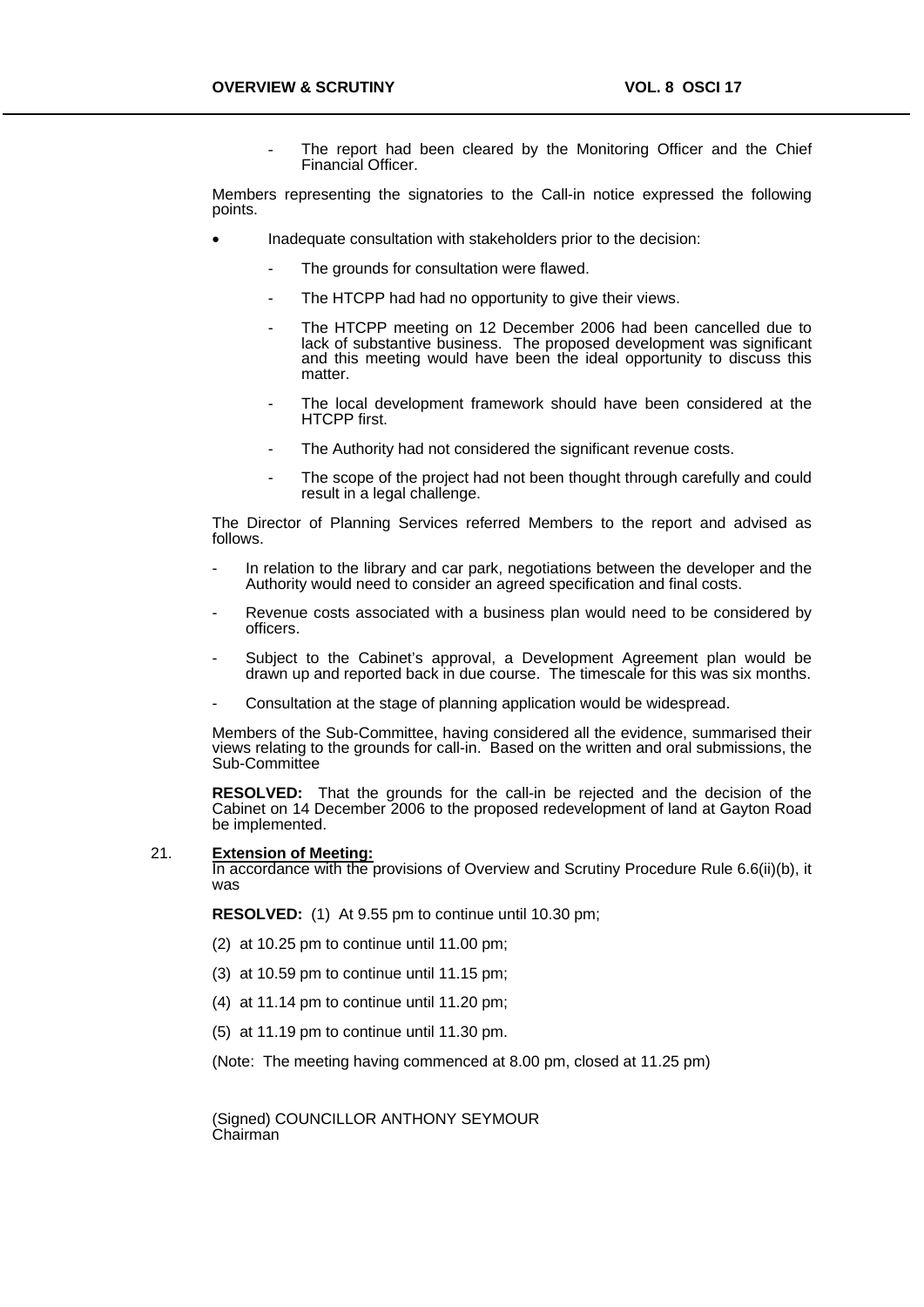- The report had been cleared by the Monitoring Officer and the Chief Financial Officer.

Members representing the signatories to the Call-in notice expressed the following points.

- Inadequate consultation with stakeholders prior to the decision:
  - The grounds for consultation were flawed.
  - The HTCPP had had no opportunity to give their views.
  - The HTCPP meeting on 12 December 2006 had been cancelled due to lack of substantive business. The proposed development was significant and this meeting would have been the ideal opportunity to discuss this matter.
  - The local development framework should have been considered at the HTCPP first.
  - The Authority had not considered the significant revenue costs.
  - The scope of the project had not been thought through carefully and could result in a legal challenge.

The Director of Planning Services referred Members to the report and advised as follows.

- In relation to the library and car park, negotiations between the developer and the Authority would need to consider an agreed specification and final costs.
- Revenue costs associated with a business plan would need to be considered by officers.
- Subject to the Cabinet's approval, a Development Agreement plan would be drawn up and reported back in due course. The timescale for this was six months.
- Consultation at the stage of planning application would be widespread.

Members of the Sub-Committee, having considered all the evidence, summarised their views relating to the grounds for call-in. Based on the written and oral submissions, the Sub-Committee

**RESOLVED:** That the grounds for the call-in be rejected and the decision of the Cabinet on 14 December 2006 to the proposed redevelopment of land at Gayton Road be implemented.

21. **Extension of Meeting:**

In accordance with the provisions of Overview and Scrutiny Procedure Rule 6.6(ii)(b), it was

**RESOLVED:** (1) At 9.55 pm to continue until 10.30 pm;

(2) at 10.25 pm to continue until 11.00 pm;

(3) at 10.59 pm to continue until 11.15 pm;

(4) at 11.14 pm to continue until 11.20 pm;

(5) at 11.19 pm to continue until 11.30 pm.

(Note: The meeting having commenced at 8.00 pm, closed at 11.25 pm)

(Signed) COUNCILLOR ANTHONY SEYMOUR
Chairman